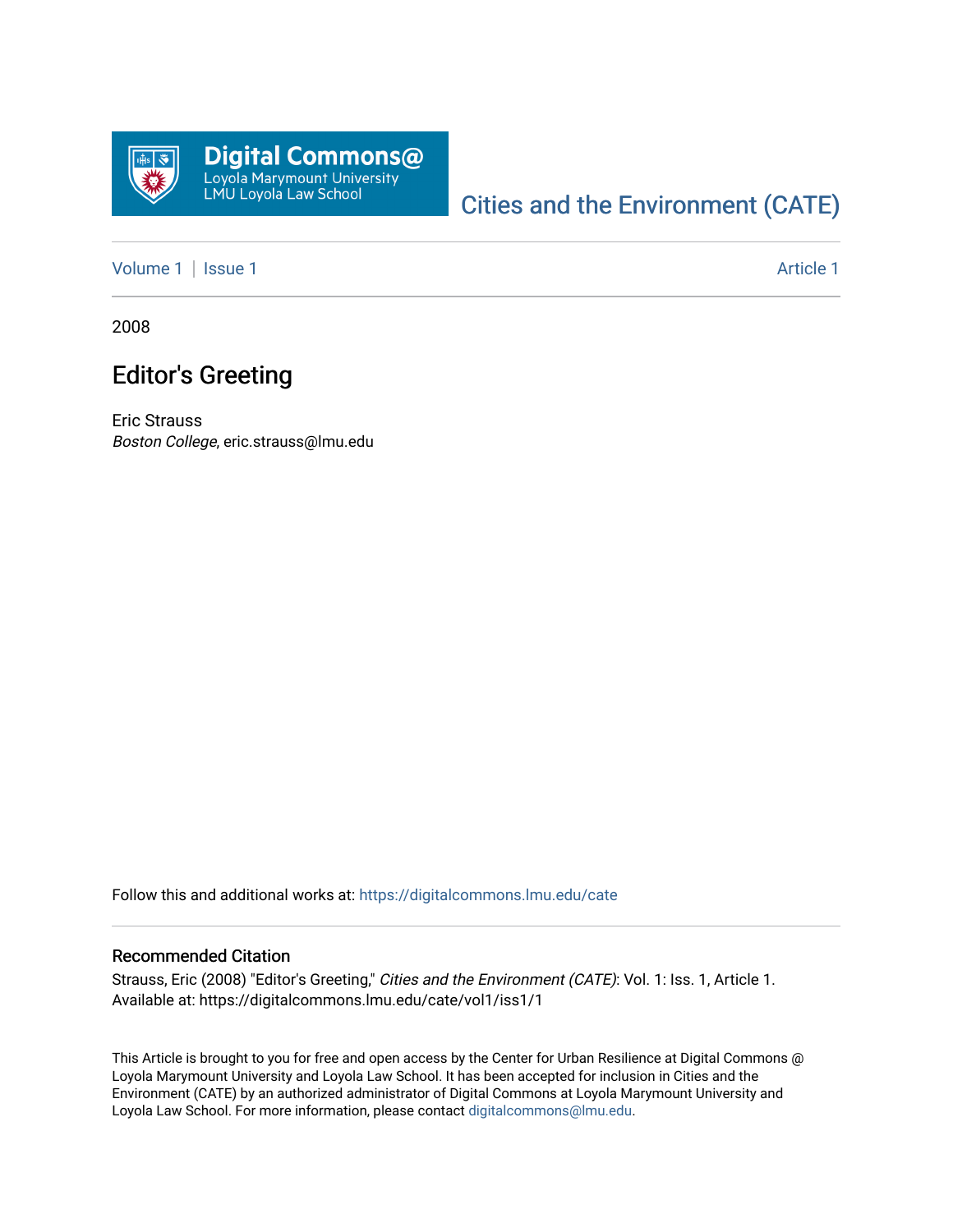Digital Commons@ Loyola Marymount University LMU Loyola Law School

Cities and the Environment (CATE)

Volume 1 | Issue 1 — Article 1

2008

# Editor's Greeting

Eric Strauss
*Boston College*, eric.strauss@lmu.edu

Follow this and additional works at: https://digitalcommons.lmu.edu/cate

## Recommended Citation

Strauss, Eric (2008) "Editor's Greeting," *Cities and the Environment (CATE)*: Vol. 1: Iss. 1, Article 1.
Available at: https://digitalcommons.lmu.edu/cate/vol1/iss1/1

This Article is brought to you for free and open access by the Center for Urban Resilience at Digital Commons @ Loyola Marymount University and Loyola Law School. It has been accepted for inclusion in Cities and the Environment (CATE) by an authorized administrator of Digital Commons at Loyola Marymount University and Loyola Law School. For more information, please contact digitalcommons@lmu.edu.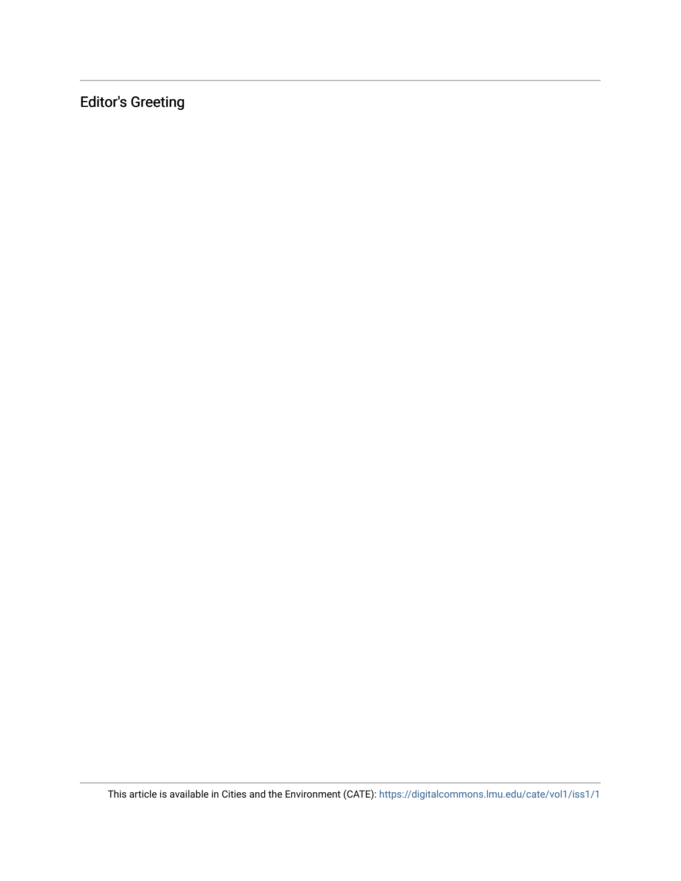Editor's Greeting

This article is available in Cities and the Environment (CATE): https://digitalcommons.lmu.edu/cate/vol1/iss1/1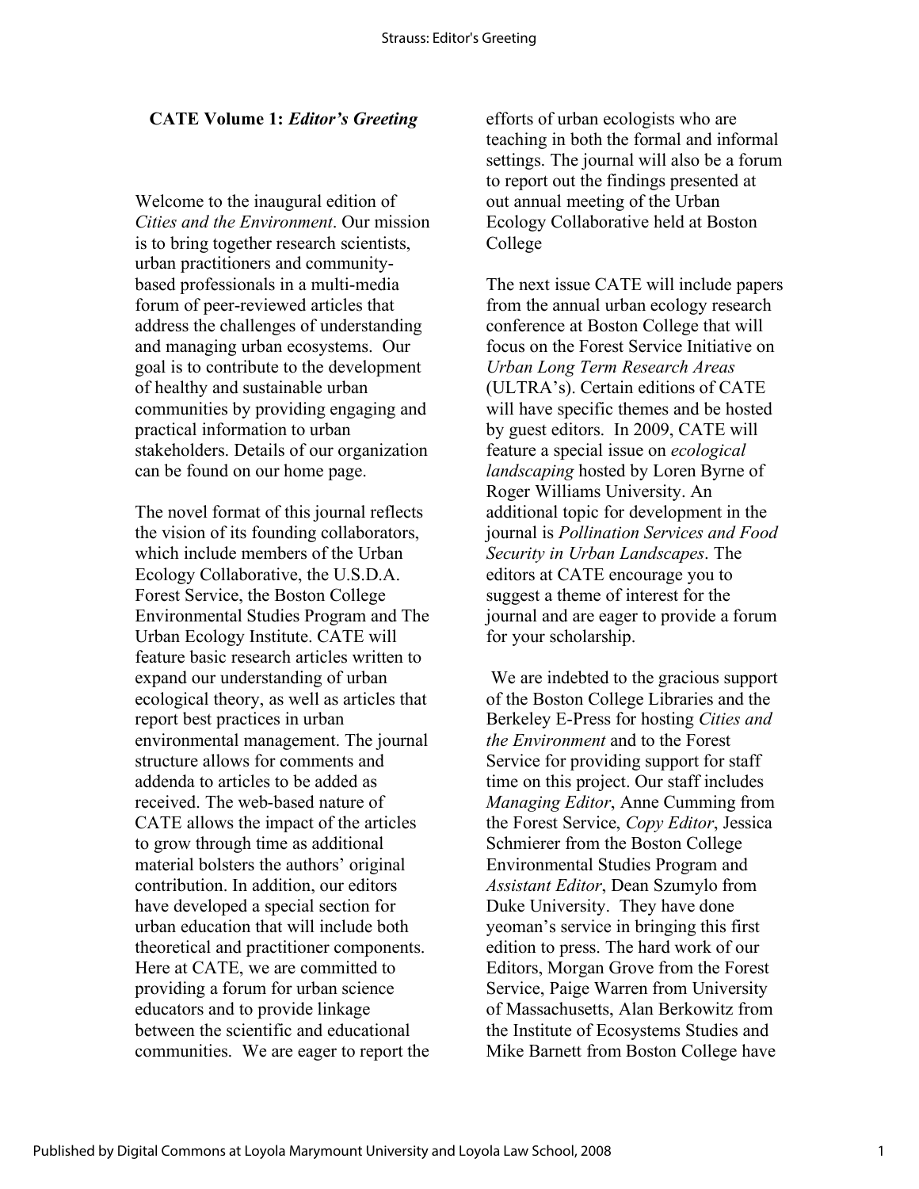## CATE Volume 1: *Editor's Greeting*

Welcome to the inaugural edition of *Cities and the Environment*. Our mission is to bring together research scientists, urban practitioners and community-based professionals in a multi-media forum of peer-reviewed articles that address the challenges of understanding and managing urban ecosystems. Our goal is to contribute to the development of healthy and sustainable urban communities by providing engaging and practical information to urban stakeholders. Details of our organization can be found on our home page.

The novel format of this journal reflects the vision of its founding collaborators, which include members of the Urban Ecology Collaborative, the U.S.D.A. Forest Service, the Boston College Environmental Studies Program and The Urban Ecology Institute. CATE will feature basic research articles written to expand our understanding of urban ecological theory, as well as articles that report best practices in urban environmental management. The journal structure allows for comments and addenda to articles to be added as received. The web-based nature of CATE allows the impact of the articles to grow through time as additional material bolsters the authors' original contribution. In addition, our editors have developed a special section for urban education that will include both theoretical and practitioner components. Here at CATE, we are committed to providing a forum for urban science educators and to provide linkage between the scientific and educational communities. We are eager to report the efforts of urban ecologists who are teaching in both the formal and informal settings. The journal will also be a forum to report out the findings presented at out annual meeting of the Urban Ecology Collaborative held at Boston College

The next issue CATE will include papers from the annual urban ecology research conference at Boston College that will focus on the Forest Service Initiative on *Urban Long Term Research Areas* (ULTRA's). Certain editions of CATE will have specific themes and be hosted by guest editors. In 2009, CATE will feature a special issue on *ecological landscaping* hosted by Loren Byrne of Roger Williams University. An additional topic for development in the journal is *Pollination Services and Food Security in Urban Landscapes*. The editors at CATE encourage you to suggest a theme of interest for the journal and are eager to provide a forum for your scholarship.

We are indebted to the gracious support of the Boston College Libraries and the Berkeley E-Press for hosting *Cities and the Environment* and to the Forest Service for providing support for staff time on this project. Our staff includes *Managing Editor*, Anne Cumming from the Forest Service, *Copy Editor*, Jessica Schmierer from the Boston College Environmental Studies Program and *Assistant Editor*, Dean Szumylo from Duke University. They have done yeoman's service in bringing this first edition to press. The hard work of our Editors, Morgan Grove from the Forest Service, Paige Warren from University of Massachusetts, Alan Berkowitz from the Institute of Ecosystems Studies and Mike Barnett from Boston College have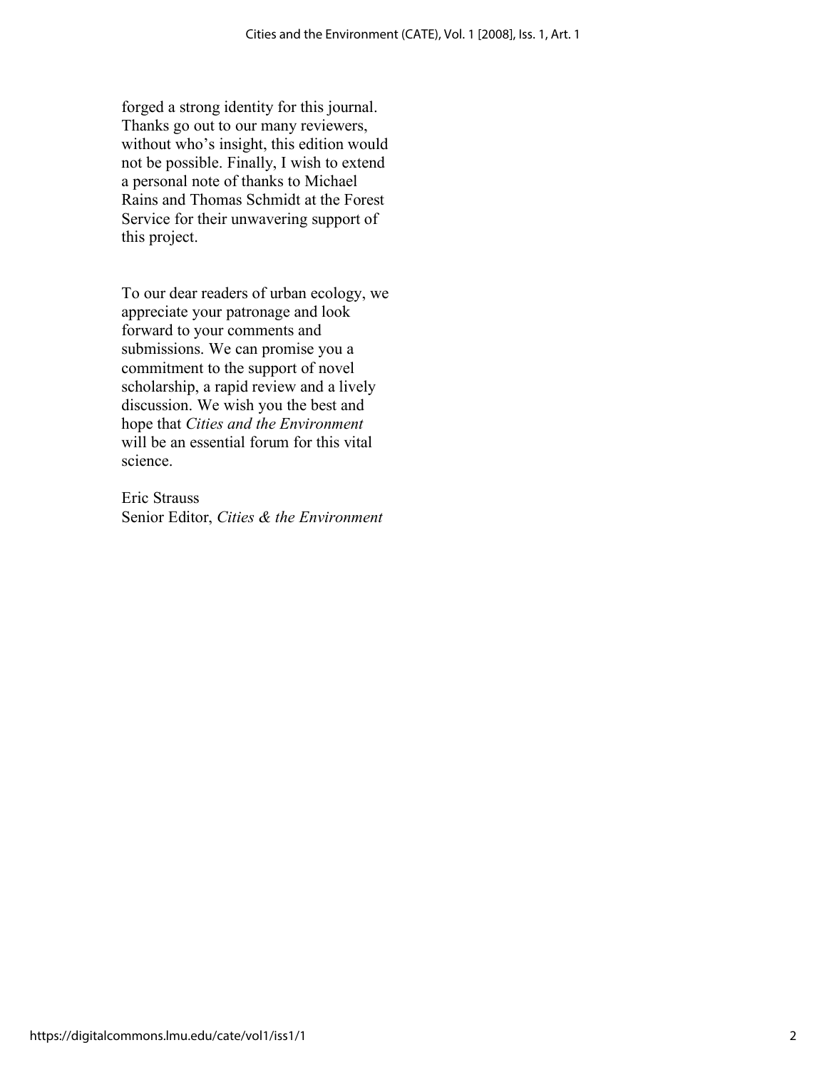forged a strong identity for this journal. Thanks go out to our many reviewers, without who's insight, this edition would not be possible. Finally, I wish to extend a personal note of thanks to Michael Rains and Thomas Schmidt at the Forest Service for their unwavering support of this project.

To our dear readers of urban ecology, we appreciate your patronage and look forward to your comments and submissions. We can promise you a commitment to the support of novel scholarship, a rapid review and a lively discussion. We wish you the best and hope that *Cities and the Environment* will be an essential forum for this vital science.

Eric Strauss
Senior Editor, *Cities & the Environment*